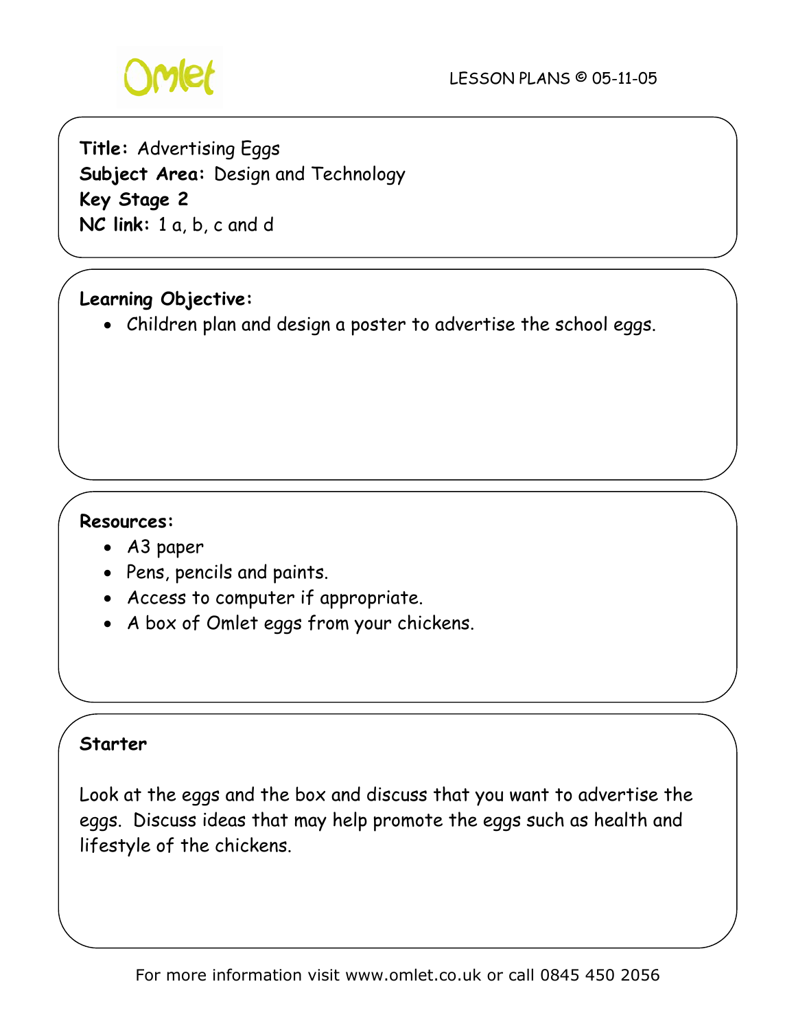Omlet

LESSON PLANS © 05-11-05

**Title:** Advertising Eggs
**Subject Area:** Design and Technology
**Key Stage 2**
**NC link:** 1 a, b, c and d

**Learning Objective:**

- Children plan and design a poster to advertise the school eggs.

**Resources:**

- A3 paper
- Pens, pencils and paints.
- Access to computer if appropriate.
- A box of Omlet eggs from your chickens.

**Starter**

Look at the eggs and the box and discuss that you want to advertise the eggs. Discuss ideas that may help promote the eggs such as health and lifestyle of the chickens.

For more information visit www.omlet.co.uk or call 0845 450 2056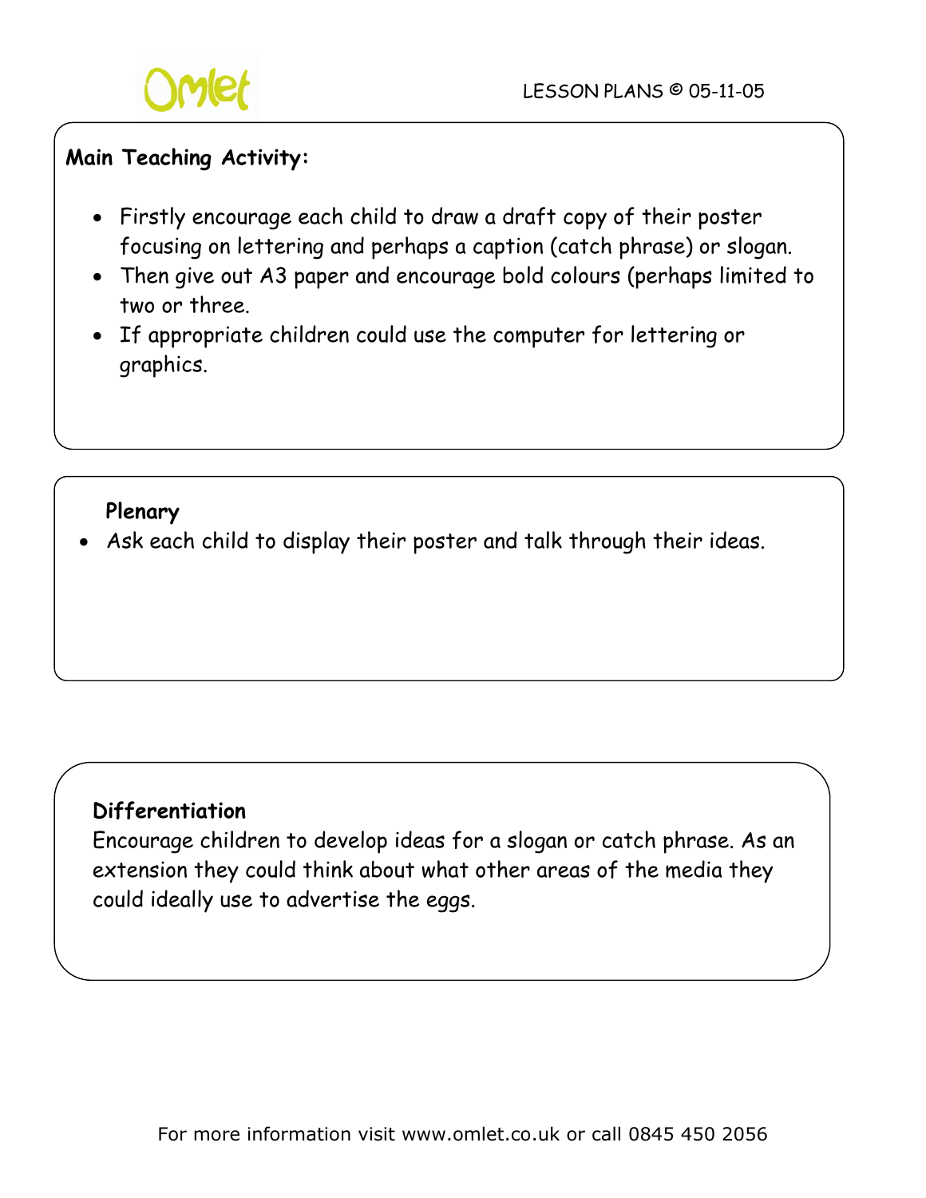**Main Teaching Activity:**

- Firstly encourage each child to draw a draft copy of their poster focusing on lettering and perhaps a caption (catch phrase) or slogan.
- Then give out A3 paper and encourage bold colours (perhaps limited to two or three.
- If appropriate children could use the computer for lettering or graphics.

**Plenary**

- Ask each child to display their poster and talk through their ideas.

**Differentiation**

Encourage children to develop ideas for a slogan or catch phrase. As an extension they could think about what other areas of the media they could ideally use to advertise the eggs.